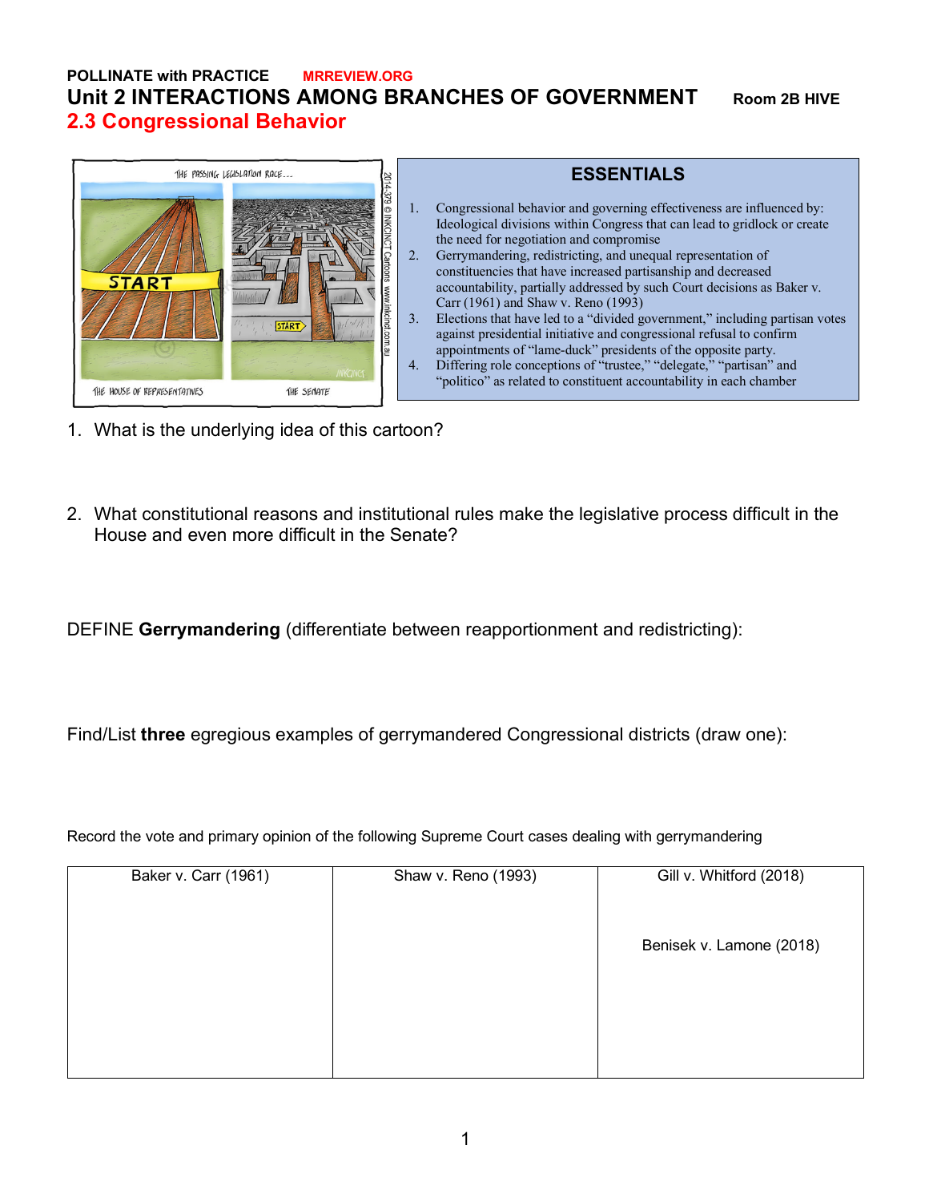POLLINATE with PRACTICE MRREVIEW.ORG

# Unit 2 INTERACTIONS AMONG BRANCHES OF GOVERNMENT Room 2B HIVE

## 2.3 Congressional Behavior

THE PASSING LEGISLATION RACE...

START

START

THE HOUSE OF REPRESENTATIVES

THE SENATE

2014-379 © INKCINCT Cartoons www.inkcinct.com.au

### ESSENTIALS

1. Congressional behavior and governing effectiveness are influenced by: Ideological divisions within Congress that can lead to gridlock or create the need for negotiation and compromise
2. Gerrymandering, redistricting, and unequal representation of constituencies that have increased partisanship and decreased accountability, partially addressed by such Court decisions as Baker v. Carr (1961) and Shaw v. Reno (1993)
3. Elections that have led to a "divided government," including partisan votes against presidential initiative and congressional refusal to confirm appointments of "lame-duck" presidents of the opposite party.
4. Differing role conceptions of "trustee," "delegate," "partisan" and "politico" as related to constituent accountability in each chamber

1. What is the underlying idea of this cartoon?

2. What constitutional reasons and institutional rules make the legislative process difficult in the House and even more difficult in the Senate?

DEFINE **Gerrymandering** (differentiate between reapportionment and redistricting):

Find/List **three** egregious examples of gerrymandered Congressional districts (draw one):

Record the vote and primary opinion of the following Supreme Court cases dealing with gerrymandering

| Baker v. Carr (1961) | Shaw v. Reno (1993) | Gill v. Whitford (2018)<br><br>Benisek v. Lamone (2018) |
|---|---|---|
| | | |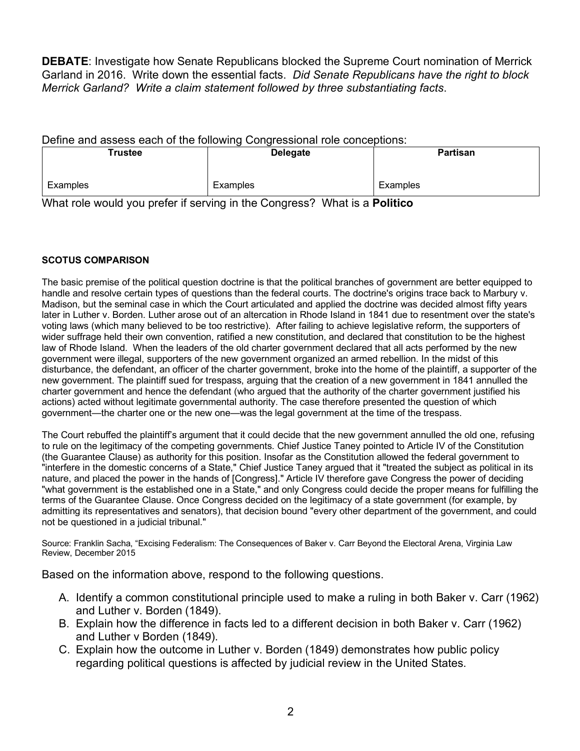**DEBATE**: Investigate how Senate Republicans blocked the Supreme Court nomination of Merrick Garland in 2016. Write down the essential facts. *Did Senate Republicans have the right to block Merrick Garland? Write a claim statement followed by three substantiating facts*.

Define and assess each of the following Congressional role conceptions:

| **Trustee** | **Delegate** | **Partisan** |
|---|---|---|
| Examples | Examples | Examples |

What role would you prefer if serving in the Congress? What is a **Politico**

#### SCOTUS COMPARISON

The basic premise of the political question doctrine is that the political branches of government are better equipped to handle and resolve certain types of questions than the federal courts. The doctrine's origins trace back to Marbury v. Madison, but the seminal case in which the Court articulated and applied the doctrine was decided almost fifty years later in Luther v. Borden. Luther arose out of an altercation in Rhode Island in 1841 due to resentment over the state's voting laws (which many believed to be too restrictive). After failing to achieve legislative reform, the supporters of wider suffrage held their own convention, ratified a new constitution, and declared that constitution to be the highest law of Rhode Island. When the leaders of the old charter government declared that all acts performed by the new government were illegal, supporters of the new government organized an armed rebellion. In the midst of this disturbance, the defendant, an officer of the charter government, broke into the home of the plaintiff, a supporter of the new government. The plaintiff sued for trespass, arguing that the creation of a new government in 1841 annulled the charter government and hence the defendant (who argued that the authority of the charter government justified his actions) acted without legitimate governmental authority. The case therefore presented the question of which government—the charter one or the new one—was the legal government at the time of the trespass.

The Court rebuffed the plaintiff's argument that it could decide that the new government annulled the old one, refusing to rule on the legitimacy of the competing governments. Chief Justice Taney pointed to Article IV of the Constitution (the Guarantee Clause) as authority for this position. Insofar as the Constitution allowed the federal government to "interfere in the domestic concerns of a State," Chief Justice Taney argued that it "treated the subject as political in its nature, and placed the power in the hands of [Congress]." Article IV therefore gave Congress the power of deciding "what government is the established one in a State," and only Congress could decide the proper means for fulfilling the terms of the Guarantee Clause. Once Congress decided on the legitimacy of a state government (for example, by admitting its representatives and senators), that decision bound "every other department of the government, and could not be questioned in a judicial tribunal."

Source: Franklin Sacha, "Excising Federalism: The Consequences of Baker v. Carr Beyond the Electoral Arena, Virginia Law Review, December 2015

Based on the information above, respond to the following questions.

A. Identify a common constitutional principle used to make a ruling in both Baker v. Carr (1962) and Luther v. Borden (1849).
B. Explain how the difference in facts led to a different decision in both Baker v. Carr (1962) and Luther v Borden (1849).
C. Explain how the outcome in Luther v. Borden (1849) demonstrates how public policy regarding political questions is affected by judicial review in the United States.